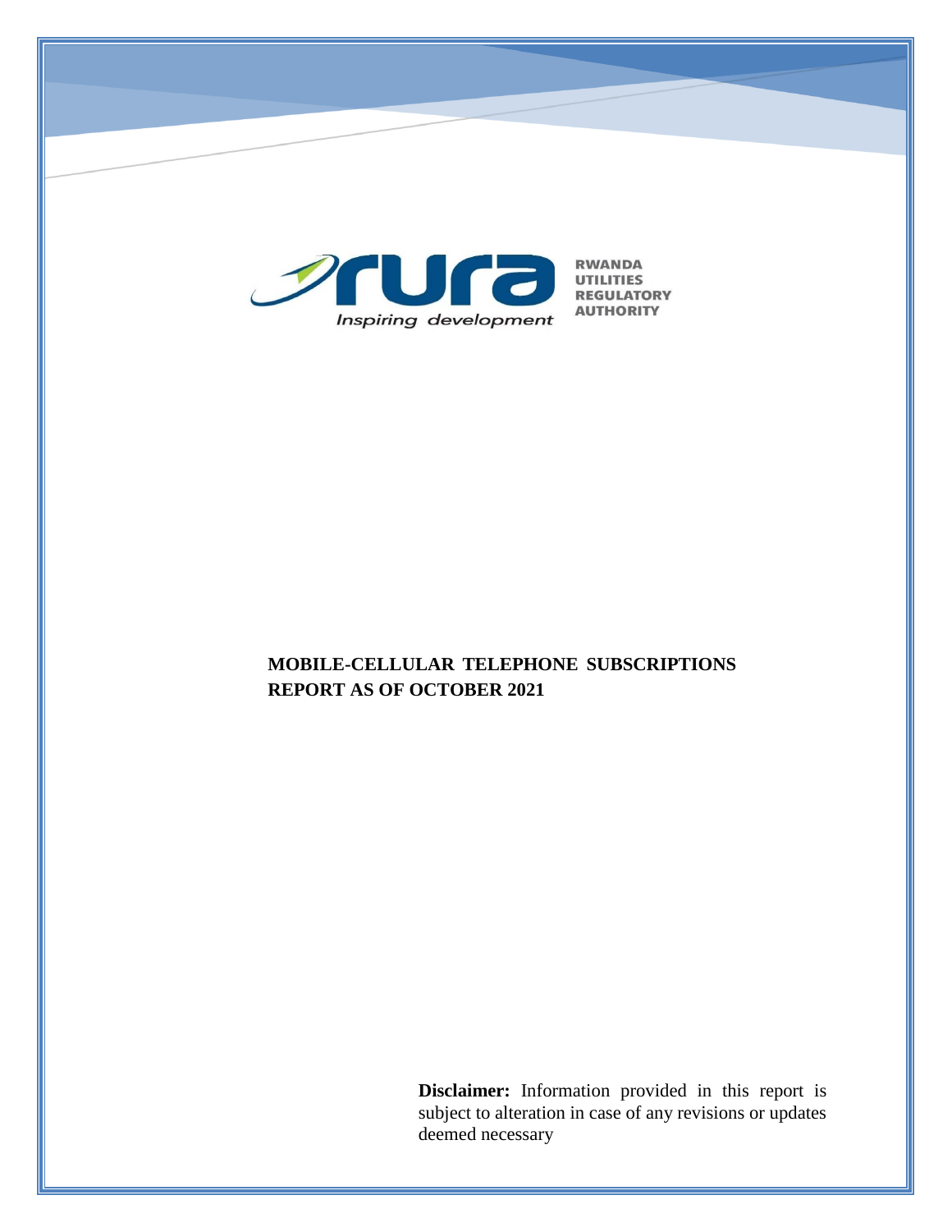Inspiring development

RWANDA UTILITIES REGULATORY AUTHORITY

# MOBILE-CELLULAR TELEPHONE SUBSCRIPTIONS REPORT AS OF OCTOBER 2021

**Disclaimer:** Information provided in this report is subject to alteration in case of any revisions or updates deemed necessary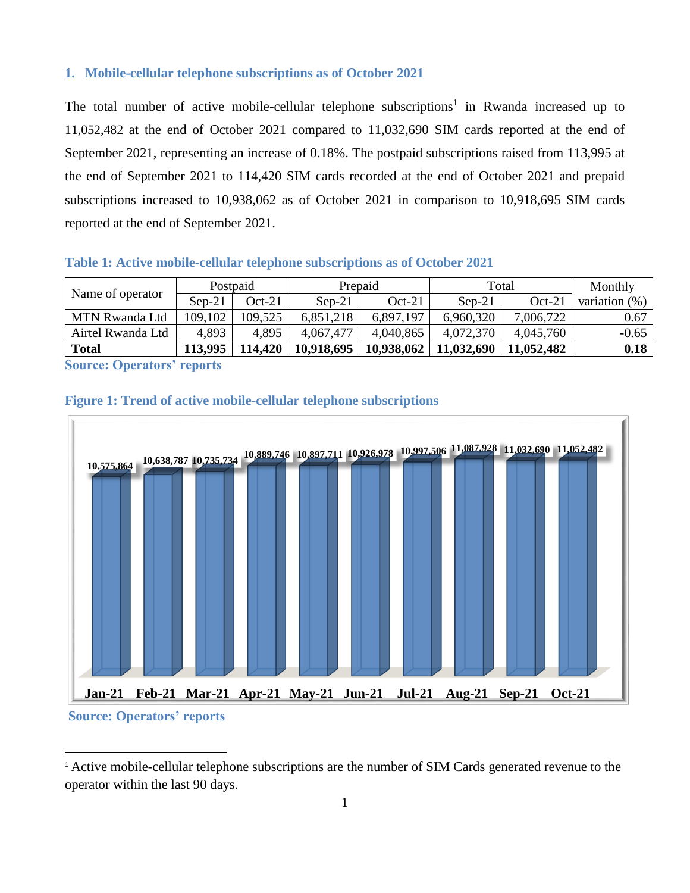## 1. Mobile-cellular telephone subscriptions as of October 2021

The total number of active mobile-cellular telephone subscriptions[1] in Rwanda increased up to 11,052,482 at the end of October 2021 compared to 11,032,690 SIM cards reported at the end of September 2021, representing an increase of 0.18%. The postpaid subscriptions raised from 113,995 at the end of September 2021 to 114,420 SIM cards recorded at the end of October 2021 and prepaid subscriptions increased to 10,938,062 as of October 2021 in comparison to 10,918,695 SIM cards reported at the end of September 2021.

**Table 1: Active mobile-cellular telephone subscriptions as of October 2021**

| Name of operator | Postpaid | | Prepaid | | Total | | Monthly variation (%) |
|---|---|---|---|---|---|---|---|
| | Sep-21 | Oct-21 | Sep-21 | Oct-21 | Sep-21 | Oct-21 | |
| MTN Rwanda Ltd | 109,102 | 109,525 | 6,851,218 | 6,897,197 | 6,960,320 | 7,006,722 | 0.67 |
| Airtel Rwanda Ltd | 4,893 | 4,895 | 4,067,477 | 4,040,865 | 4,072,370 | 4,045,760 | -0.65 |
| **Total** | **113,995** | **114,420** | **10,918,695** | **10,938,062** | **11,032,690** | **11,052,482** | **0.18** |

**Source: Operators' reports**

**Figure 1: Trend of active mobile-cellular telephone subscriptions**

| Month | Subscriptions |
|---|---|
| Jan-21 | 10,575,864 |
| Feb-21 | 10,638,787 |
| Mar-21 | 10,735,734 |
| Apr-21 | 10,889,746 |
| May-21 | 10,897,711 |
| Jun-21 | 10,926,978 |
| Jul-21 | 10,997,506 |
| Aug-21 | 11,087,928 |
| Sep-21 | 11,032,690 |
| Oct-21 | 11,052,482 |

**Source: Operators' reports**

[1] Active mobile-cellular telephone subscriptions are the number of SIM Cards generated revenue to the operator within the last 90 days.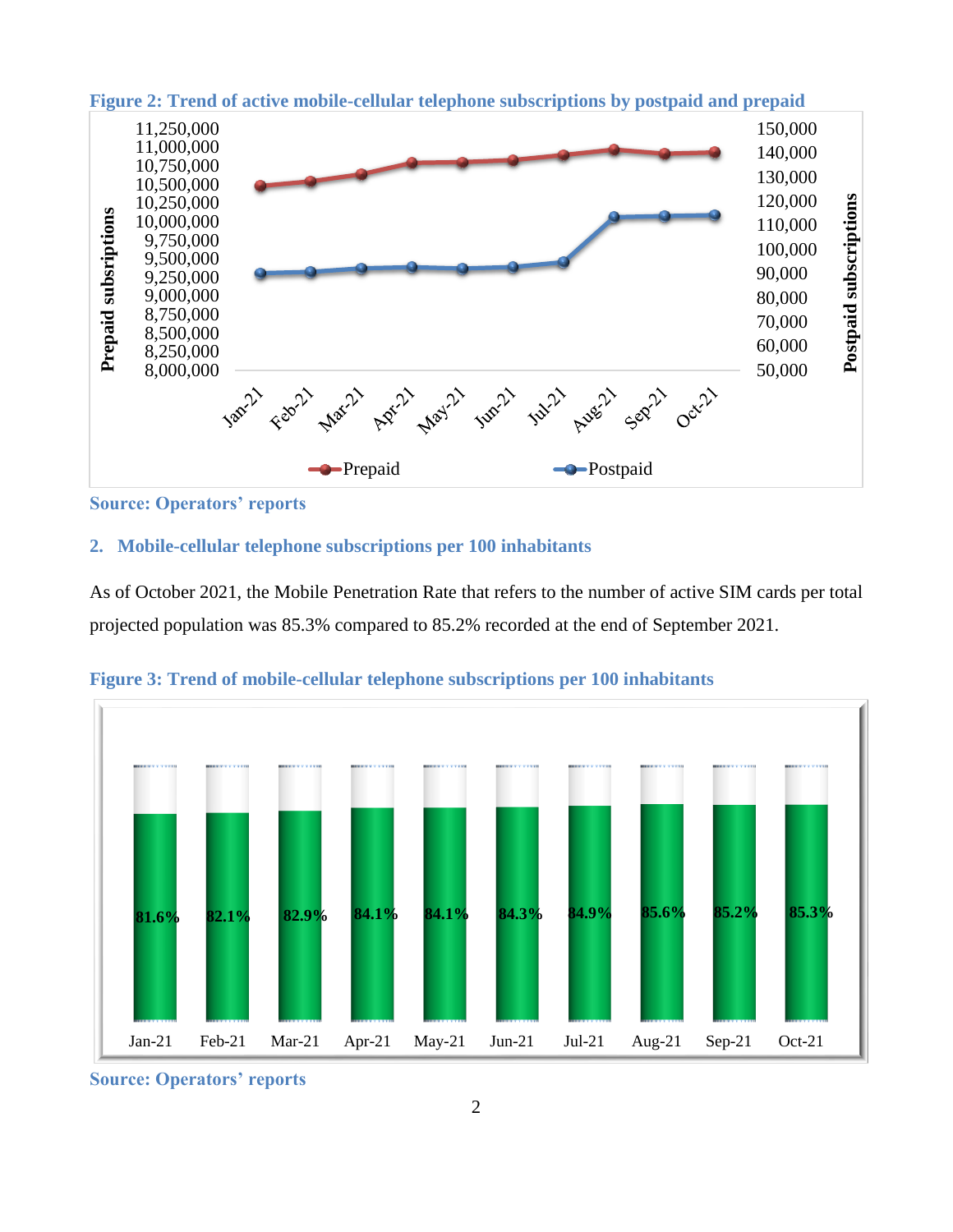**Figure 2: Trend of active mobile-cellular telephone subscriptions by postpaid and prepaid**

**Source: Operators' reports**

## 2. Mobile-cellular telephone subscriptions per 100 inhabitants

As of October 2021, the Mobile Penetration Rate that refers to the number of active SIM cards per total projected population was 85.3% compared to 85.2% recorded at the end of September 2021.

**Figure 3: Trend of mobile-cellular telephone subscriptions per 100 inhabitants**

| Jan-21 | Feb-21 | Mar-21 | Apr-21 | May-21 | Jun-21 | Jul-21 | Aug-21 | Sep-21 | Oct-21 |
|---|---|---|---|---|---|---|---|---|---|
| 81.6% | 82.1% | 82.9% | 84.1% | 84.1% | 84.3% | 84.9% | 85.6% | 85.2% | 85.3% |

**Source: Operators' reports**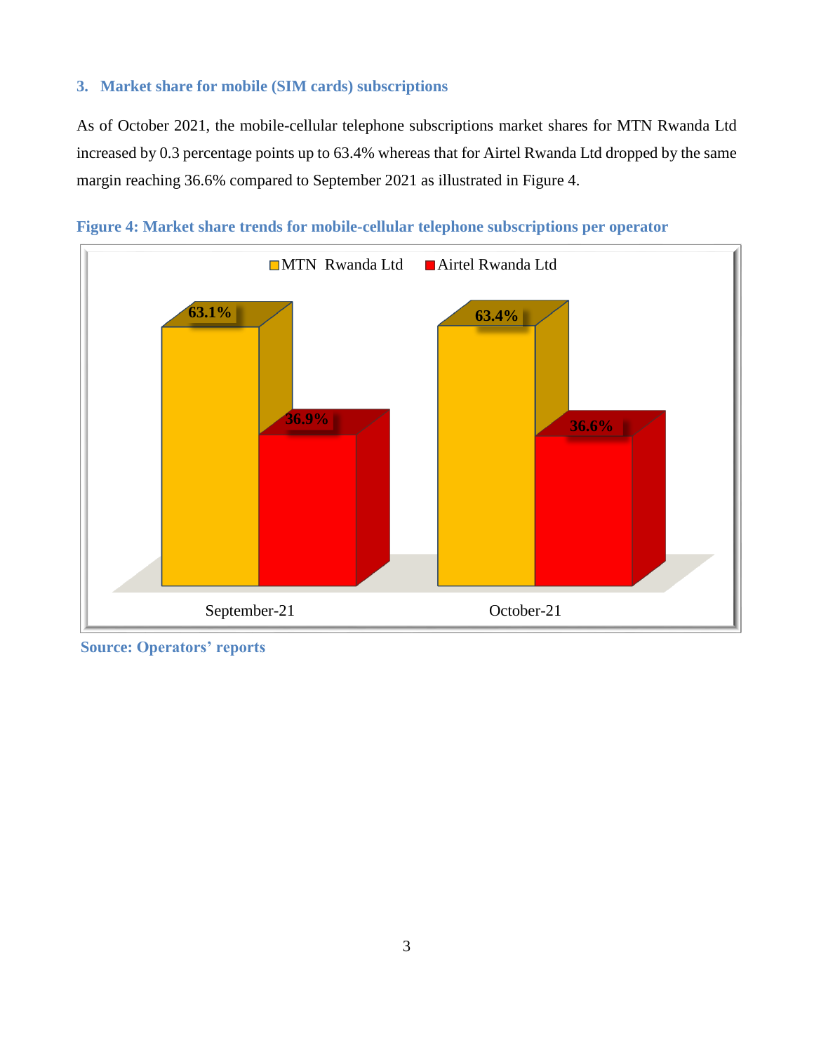## 3. Market share for mobile (SIM cards) subscriptions

As of October 2021, the mobile-cellular telephone subscriptions market shares for MTN Rwanda Ltd increased by 0.3 percentage points up to 63.4% whereas that for Airtel Rwanda Ltd dropped by the same margin reaching 36.6% compared to September 2021 as illustrated in Figure 4.

**Figure 4: Market share trends for mobile-cellular telephone subscriptions per operator**

MTN Rwanda Ltd
Airtel Rwanda Ltd

63.1%
36.9%
September-21

63.4%
36.6%
October-21

**Source: Operators' reports**